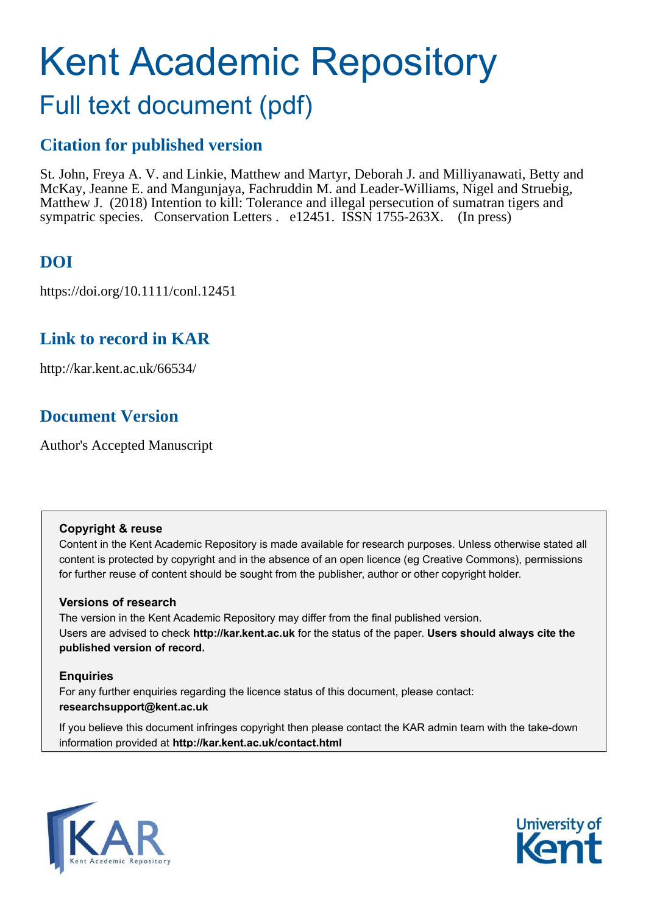# Kent Academic Repository

## Full text document (pdf)

## Citation for published version

St. John, Freya A. V. and Linkie, Matthew and Martyr, Deborah J. and Milliyanawati, Betty and McKay, Jeanne E. and Mangunjaya, Fachruddin M. and Leader-Williams, Nigel and Struebig, Matthew J. (2018) Intention to kill: Tolerance and illegal persecution of sumatran tigers and sympatric species. Conservation Letters . e12451. ISSN 1755-263X. (In press)

## DOI

https://doi.org/10.1111/conl.12451

## Link to record in KAR

http://kar.kent.ac.uk/66534/

## Document Version

Author's Accepted Manuscript

**Copyright & reuse**

Content in the Kent Academic Repository is made available for research purposes. Unless otherwise stated all content is protected by copyright and in the absence of an open licence (eg Creative Commons), permissions for further reuse of content should be sought from the publisher, author or other copyright holder.

**Versions of research**

The version in the Kent Academic Repository may differ from the final published version. Users are advised to check **http://kar.kent.ac.uk** for the status of the paper. **Users should always cite the published version of record.**

**Enquiries**

For any further enquiries regarding the licence status of this document, please contact: **researchsupport@kent.ac.uk**

If you believe this document infringes copyright then please contact the KAR admin team with the take-down information provided at **http://kar.kent.ac.uk/contact.html**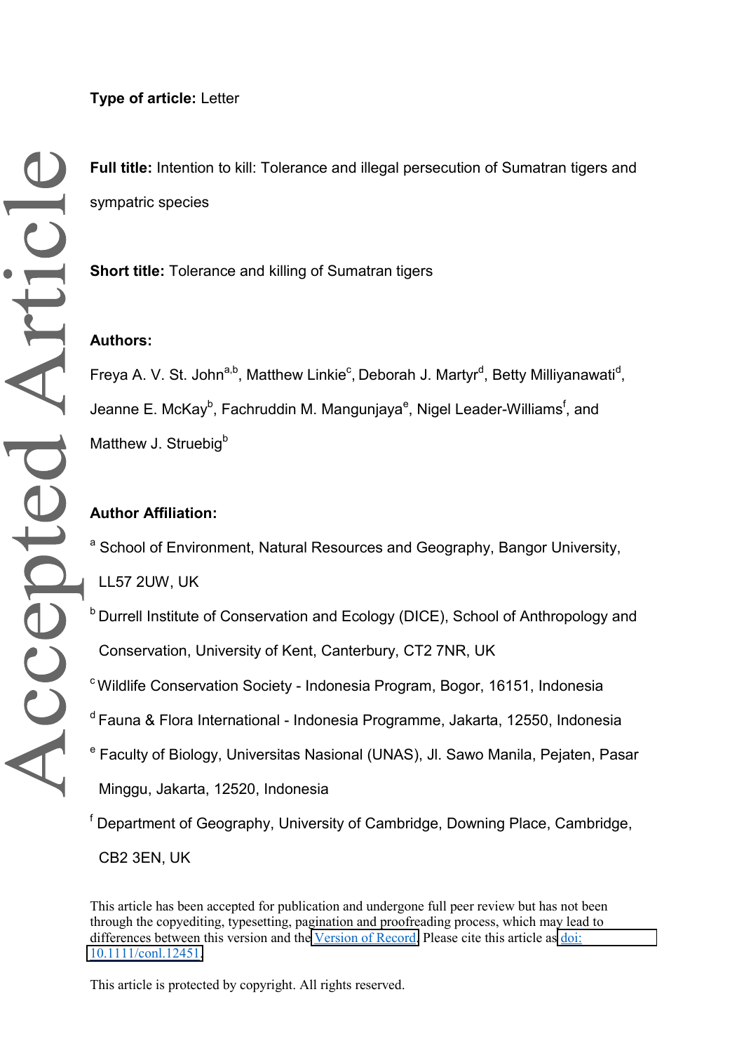**Type of article:** Letter

**Full title:** Intention to kill: Tolerance and illegal persecution of Sumatran tigers and sympatric species

**Short title:** Tolerance and killing of Sumatran tigers

**Authors:**

Freya A. V. St. John[a,b], Matthew Linkie[c], Deborah J. Martyr[d], Betty Milliyanawati[d], Jeanne E. McKay[b], Fachruddin M. Mangunjaya[e], Nigel Leader-Williams[f], and Matthew J. Struebig[b]

**Author Affiliation:**

[a] School of Environment, Natural Resources and Geography, Bangor University, LL57 2UW, UK

[b] Durrell Institute of Conservation and Ecology (DICE), School of Anthropology and Conservation, University of Kent, Canterbury, CT2 7NR, UK

[c] Wildlife Conservation Society - Indonesia Program, Bogor, 16151, Indonesia

[d] Fauna & Flora International - Indonesia Programme, Jakarta, 12550, Indonesia

[e] Faculty of Biology, Universitas Nasional (UNAS), Jl. Sawo Manila, Pejaten, Pasar Minggu, Jakarta, 12520, Indonesia

[f] Department of Geography, University of Cambridge, Downing Place, Cambridge, CB2 3EN, UK

This article has been accepted for publication and undergone full peer review but has not been through the copyediting, typesetting, pagination and proofreading process, which may lead to differences between this version and the Version of Record. Please cite this article as doi: 10.1111/conl.12451.

This article is protected by copyright. All rights reserved.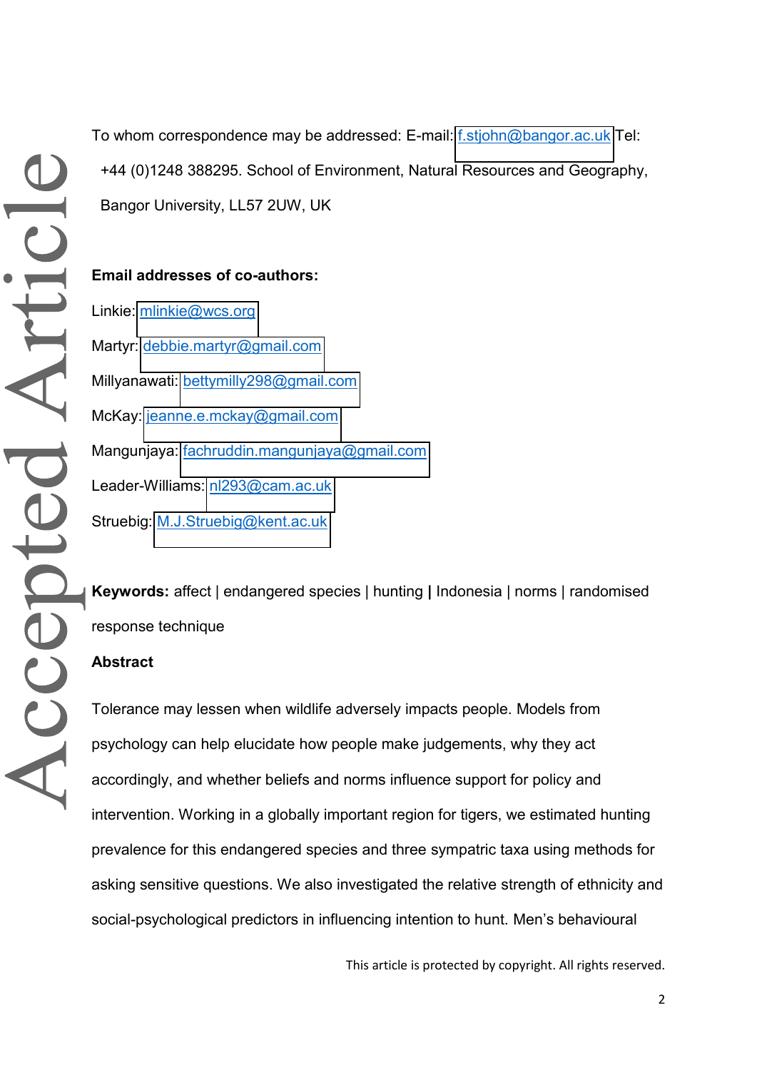To whom correspondence may be addressed: E-mail: f.stjohn@bangor.ac.uk Tel: +44 (0)1248 388295. School of Environment, Natural Resources and Geography, Bangor University, LL57 2UW, UK

**Email addresses of co-authors:**

Linkie: mlinkie@wcs.org

Martyr: debbie.martyr@gmail.com

Millyanawati: bettymilly298@gmail.com

McKay: jeanne.e.mckay@gmail.com

Mangunjaya: fachruddin.mangunjaya@gmail.com

Leader-Williams: nl293@cam.ac.uk

Struebig: M.J.Struebig@kent.ac.uk

**Keywords:** affect | endangered species | hunting | Indonesia | norms | randomised response technique

**Abstract**

Tolerance may lessen when wildlife adversely impacts people. Models from psychology can help elucidate how people make judgements, why they act accordingly, and whether beliefs and norms influence support for policy and intervention. Working in a globally important region for tigers, we estimated hunting prevalence for this endangered species and three sympatric taxa using methods for asking sensitive questions. We also investigated the relative strength of ethnicity and social-psychological predictors in influencing intention to hunt. Men's behavioural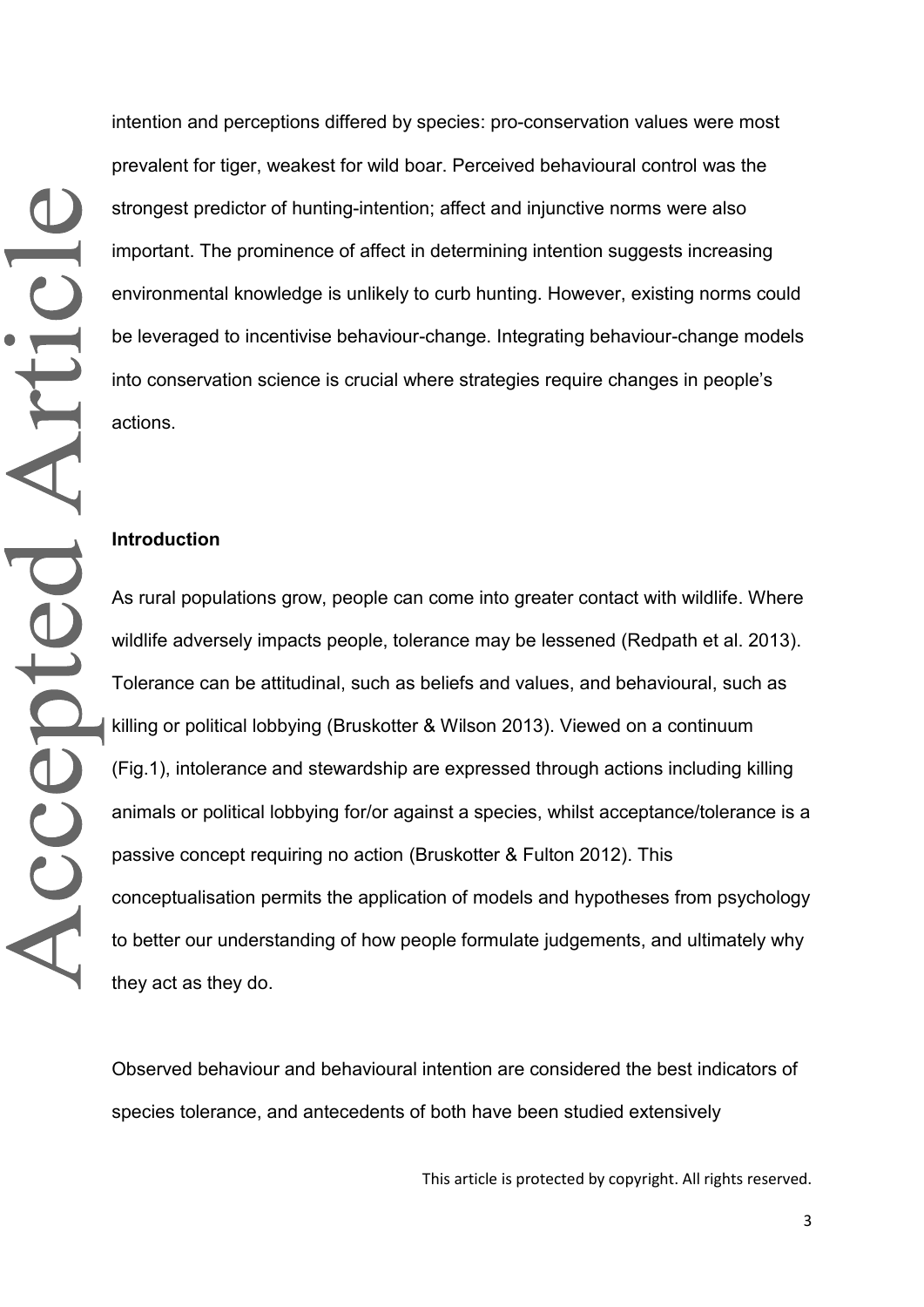intention and perceptions differed by species: pro-conservation values were most prevalent for tiger, weakest for wild boar. Perceived behavioural control was the strongest predictor of hunting-intention; affect and injunctive norms were also important. The prominence of affect in determining intention suggests increasing environmental knowledge is unlikely to curb hunting. However, existing norms could be leveraged to incentivise behaviour-change. Integrating behaviour-change models into conservation science is crucial where strategies require changes in people's actions.

## Introduction

As rural populations grow, people can come into greater contact with wildlife. Where wildlife adversely impacts people, tolerance may be lessened (Redpath et al. 2013). Tolerance can be attitudinal, such as beliefs and values, and behavioural, such as killing or political lobbying (Bruskotter & Wilson 2013). Viewed on a continuum (Fig.1), intolerance and stewardship are expressed through actions including killing animals or political lobbying for/or against a species, whilst acceptance/tolerance is a passive concept requiring no action (Bruskotter & Fulton 2012). This conceptualisation permits the application of models and hypotheses from psychology to better our understanding of how people formulate judgements, and ultimately why they act as they do.

Observed behaviour and behavioural intention are considered the best indicators of species tolerance, and antecedents of both have been studied extensively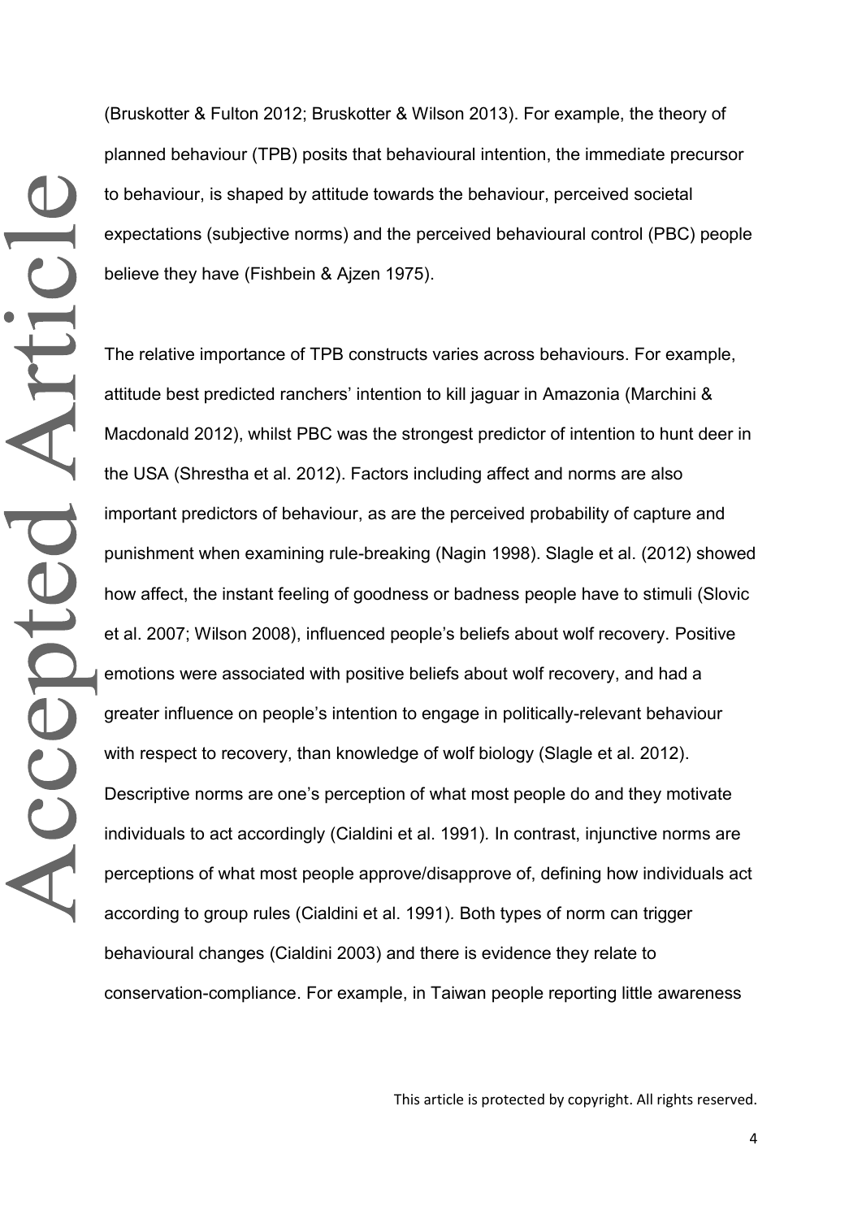(Bruskotter & Fulton 2012; Bruskotter & Wilson 2013). For example, the theory of planned behaviour (TPB) posits that behavioural intention, the immediate precursor to behaviour, is shaped by attitude towards the behaviour, perceived societal expectations (subjective norms) and the perceived behavioural control (PBC) people believe they have (Fishbein & Ajzen 1975).

The relative importance of TPB constructs varies across behaviours. For example, attitude best predicted ranchers' intention to kill jaguar in Amazonia (Marchini & Macdonald 2012), whilst PBC was the strongest predictor of intention to hunt deer in the USA (Shrestha et al. 2012). Factors including affect and norms are also important predictors of behaviour, as are the perceived probability of capture and punishment when examining rule-breaking (Nagin 1998). Slagle et al. (2012) showed how affect, the instant feeling of goodness or badness people have to stimuli (Slovic et al. 2007; Wilson 2008), influenced people's beliefs about wolf recovery. Positive emotions were associated with positive beliefs about wolf recovery, and had a greater influence on people's intention to engage in politically-relevant behaviour with respect to recovery, than knowledge of wolf biology (Slagle et al. 2012). Descriptive norms are one's perception of what most people do and they motivate individuals to act accordingly (Cialdini et al. 1991). In contrast, injunctive norms are perceptions of what most people approve/disapprove of, defining how individuals act according to group rules (Cialdini et al. 1991). Both types of norm can trigger behavioural changes (Cialdini 2003) and there is evidence they relate to conservation-compliance. For example, in Taiwan people reporting little awareness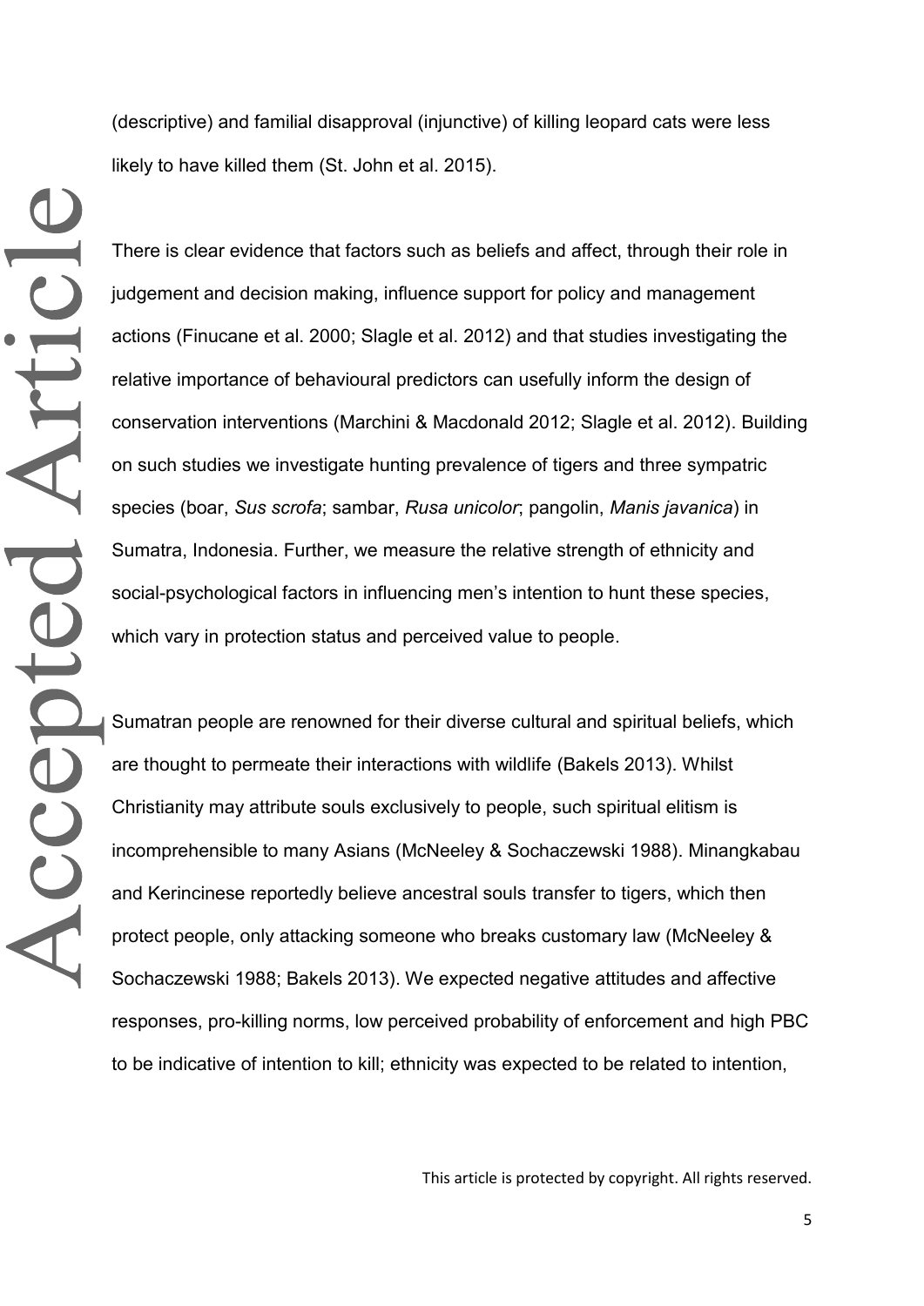(descriptive) and familial disapproval (injunctive) of killing leopard cats were less likely to have killed them (St. John et al. 2015).

There is clear evidence that factors such as beliefs and affect, through their role in judgement and decision making, influence support for policy and management actions (Finucane et al. 2000; Slagle et al. 2012) and that studies investigating the relative importance of behavioural predictors can usefully inform the design of conservation interventions (Marchini & Macdonald 2012; Slagle et al. 2012). Building on such studies we investigate hunting prevalence of tigers and three sympatric species (boar, *Sus scrofa*; sambar, *Rusa unicolor*; pangolin, *Manis javanica*) in Sumatra, Indonesia. Further, we measure the relative strength of ethnicity and social-psychological factors in influencing men's intention to hunt these species, which vary in protection status and perceived value to people.

Sumatran people are renowned for their diverse cultural and spiritual beliefs, which are thought to permeate their interactions with wildlife (Bakels 2013). Whilst Christianity may attribute souls exclusively to people, such spiritual elitism is incomprehensible to many Asians (McNeeley & Sochaczewski 1988). Minangkabau and Kerincinese reportedly believe ancestral souls transfer to tigers, which then protect people, only attacking someone who breaks customary law (McNeeley & Sochaczewski 1988; Bakels 2013). We expected negative attitudes and affective responses, pro-killing norms, low perceived probability of enforcement and high PBC to be indicative of intention to kill; ethnicity was expected to be related to intention,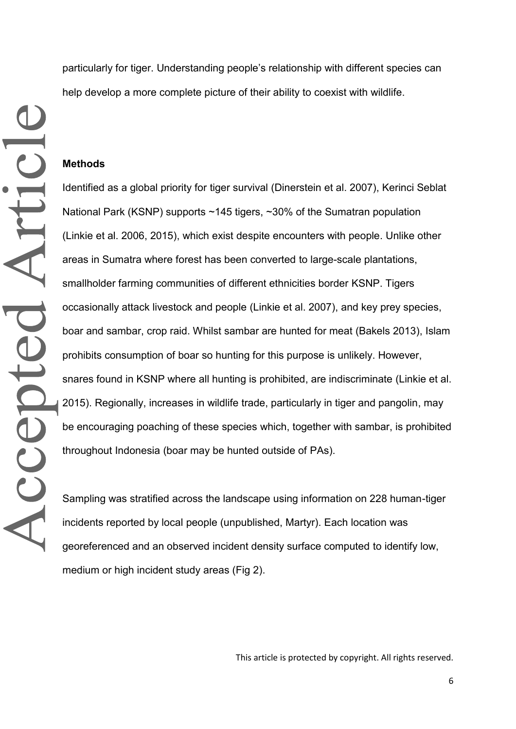particularly for tiger. Understanding people's relationship with different species can help develop a more complete picture of their ability to coexist with wildlife.

## Methods

Identified as a global priority for tiger survival (Dinerstein et al. 2007), Kerinci Seblat National Park (KSNP) supports ~145 tigers, ~30% of the Sumatran population (Linkie et al. 2006, 2015), which exist despite encounters with people. Unlike other areas in Sumatra where forest has been converted to large-scale plantations, smallholder farming communities of different ethnicities border KSNP. Tigers occasionally attack livestock and people (Linkie et al. 2007), and key prey species, boar and sambar, crop raid. Whilst sambar are hunted for meat (Bakels 2013), Islam prohibits consumption of boar so hunting for this purpose is unlikely. However, snares found in KSNP where all hunting is prohibited, are indiscriminate (Linkie et al. 2015). Regionally, increases in wildlife trade, particularly in tiger and pangolin, may be encouraging poaching of these species which, together with sambar, is prohibited throughout Indonesia (boar may be hunted outside of PAs).

Sampling was stratified across the landscape using information on 228 human-tiger incidents reported by local people (unpublished, Martyr). Each location was georeferenced and an observed incident density surface computed to identify low, medium or high incident study areas (Fig 2).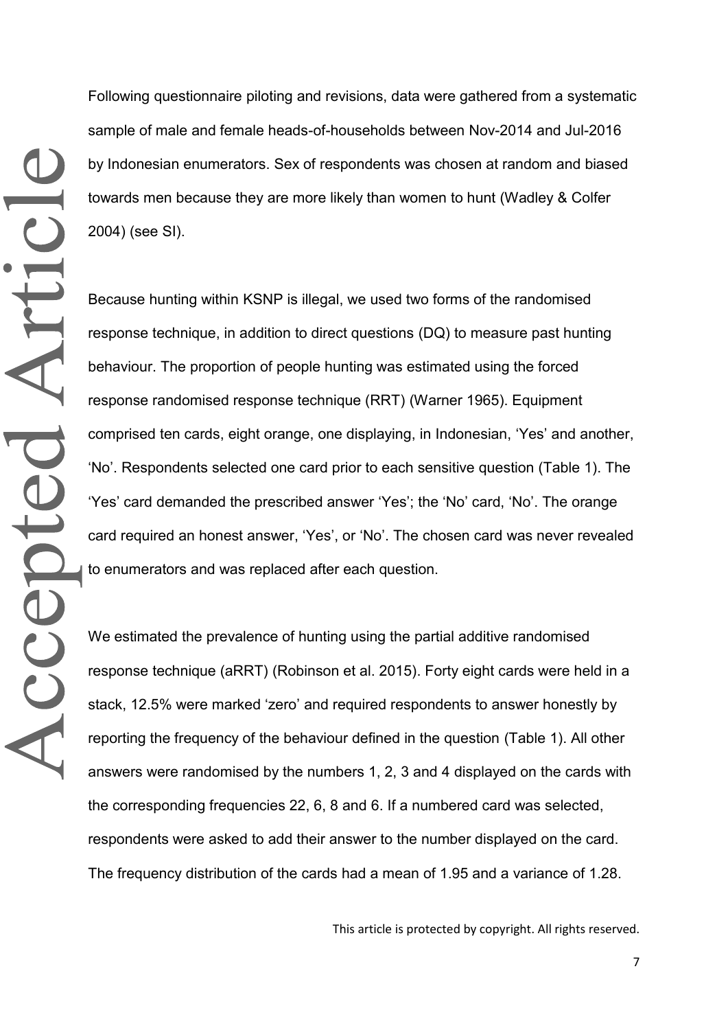Following questionnaire piloting and revisions, data were gathered from a systematic sample of male and female heads-of-households between Nov-2014 and Jul-2016 by Indonesian enumerators. Sex of respondents was chosen at random and biased towards men because they are more likely than women to hunt (Wadley & Colfer 2004) (see SI).

Because hunting within KSNP is illegal, we used two forms of the randomised response technique, in addition to direct questions (DQ) to measure past hunting behaviour. The proportion of people hunting was estimated using the forced response randomised response technique (RRT) (Warner 1965). Equipment comprised ten cards, eight orange, one displaying, in Indonesian, 'Yes' and another, 'No'. Respondents selected one card prior to each sensitive question (Table 1). The 'Yes' card demanded the prescribed answer 'Yes'; the 'No' card, 'No'. The orange card required an honest answer, 'Yes', or 'No'. The chosen card was never revealed to enumerators and was replaced after each question.

We estimated the prevalence of hunting using the partial additive randomised response technique (aRRT) (Robinson et al. 2015). Forty eight cards were held in a stack, 12.5% were marked 'zero' and required respondents to answer honestly by reporting the frequency of the behaviour defined in the question (Table 1). All other answers were randomised by the numbers 1, 2, 3 and 4 displayed on the cards with the corresponding frequencies 22, 6, 8 and 6. If a numbered card was selected, respondents were asked to add their answer to the number displayed on the card. The frequency distribution of the cards had a mean of 1.95 and a variance of 1.28.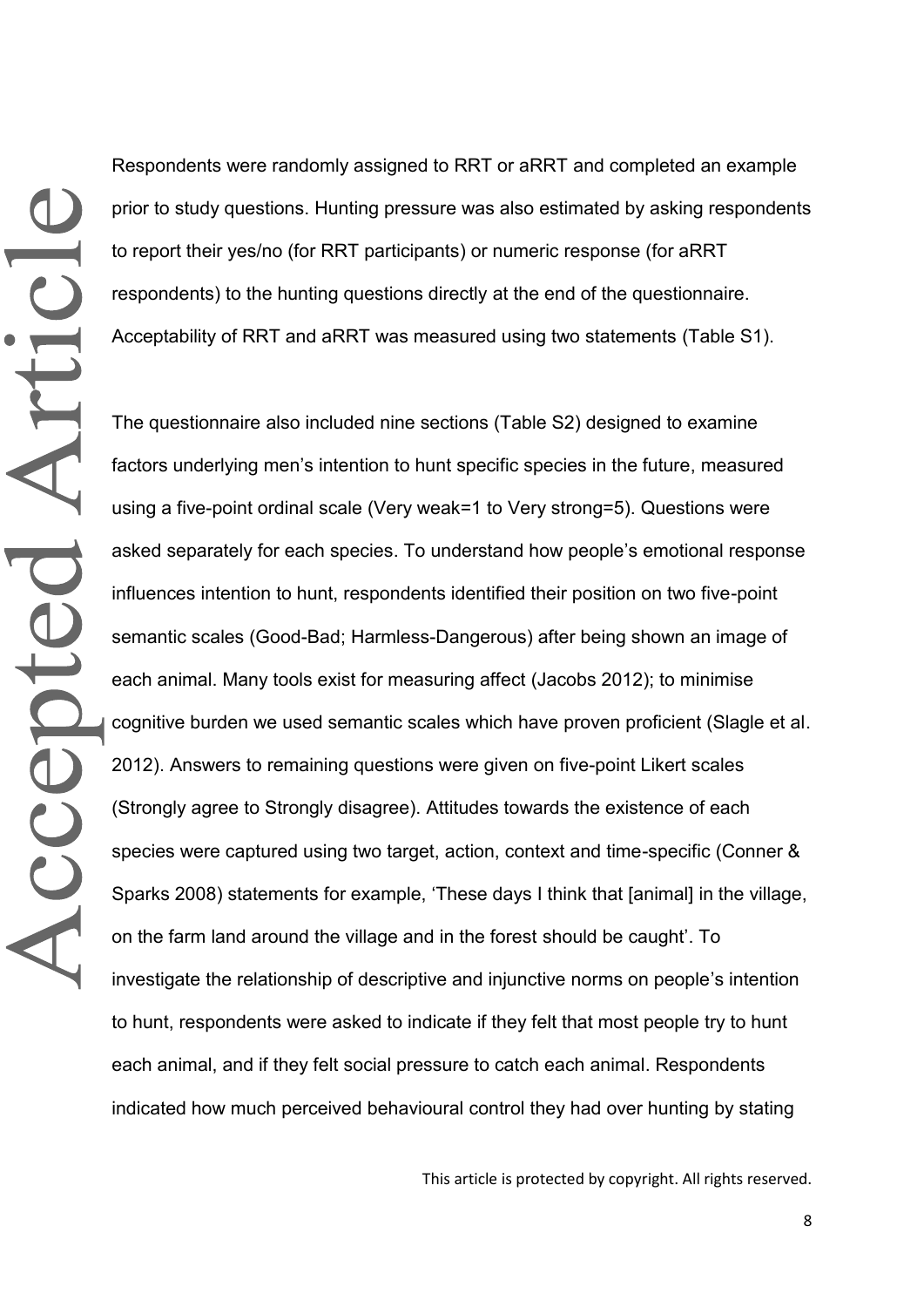Respondents were randomly assigned to RRT or aRRT and completed an example prior to study questions. Hunting pressure was also estimated by asking respondents to report their yes/no (for RRT participants) or numeric response (for aRRT respondents) to the hunting questions directly at the end of the questionnaire. Acceptability of RRT and aRRT was measured using two statements (Table S1).

The questionnaire also included nine sections (Table S2) designed to examine factors underlying men's intention to hunt specific species in the future, measured using a five-point ordinal scale (Very weak=1 to Very strong=5). Questions were asked separately for each species. To understand how people's emotional response influences intention to hunt, respondents identified their position on two five-point semantic scales (Good-Bad; Harmless-Dangerous) after being shown an image of each animal. Many tools exist for measuring affect (Jacobs 2012); to minimise cognitive burden we used semantic scales which have proven proficient (Slagle et al. 2012). Answers to remaining questions were given on five-point Likert scales (Strongly agree to Strongly disagree). Attitudes towards the existence of each species were captured using two target, action, context and time-specific (Conner & Sparks 2008) statements for example, 'These days I think that [animal] in the village, on the farm land around the village and in the forest should be caught'. To investigate the relationship of descriptive and injunctive norms on people's intention to hunt, respondents were asked to indicate if they felt that most people try to hunt each animal, and if they felt social pressure to catch each animal. Respondents indicated how much perceived behavioural control they had over hunting by stating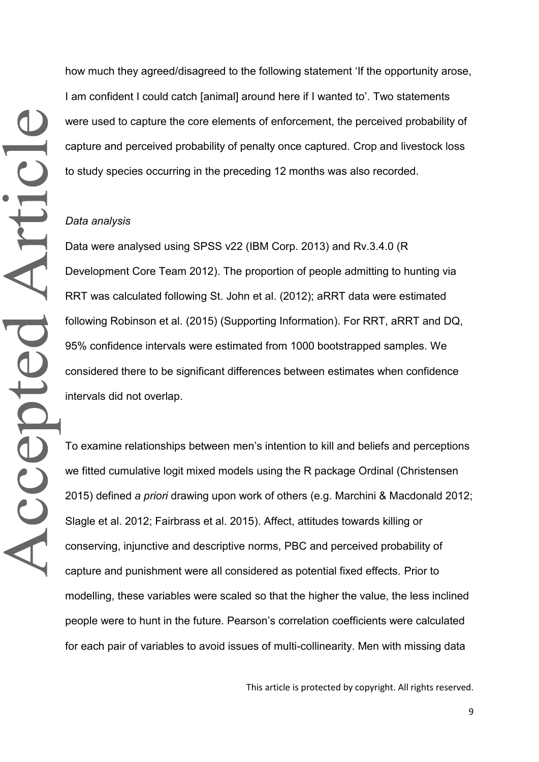how much they agreed/disagreed to the following statement 'If the opportunity arose, I am confident I could catch [animal] around here if I wanted to'. Two statements were used to capture the core elements of enforcement, the perceived probability of capture and perceived probability of penalty once captured. Crop and livestock loss to study species occurring in the preceding 12 months was also recorded.

*Data analysis*

Data were analysed using SPSS v22 (IBM Corp. 2013) and Rv.3.4.0 (R Development Core Team 2012). The proportion of people admitting to hunting via RRT was calculated following St. John et al. (2012); aRRT data were estimated following Robinson et al. (2015) (Supporting Information). For RRT, aRRT and DQ, 95% confidence intervals were estimated from 1000 bootstrapped samples. We considered there to be significant differences between estimates when confidence intervals did not overlap.

To examine relationships between men's intention to kill and beliefs and perceptions we fitted cumulative logit mixed models using the R package Ordinal (Christensen 2015) defined *a priori* drawing upon work of others (e.g. Marchini & Macdonald 2012; Slagle et al. 2012; Fairbrass et al. 2015). Affect, attitudes towards killing or conserving, injunctive and descriptive norms, PBC and perceived probability of capture and punishment were all considered as potential fixed effects. Prior to modelling, these variables were scaled so that the higher the value, the less inclined people were to hunt in the future. Pearson's correlation coefficients were calculated for each pair of variables to avoid issues of multi-collinearity. Men with missing data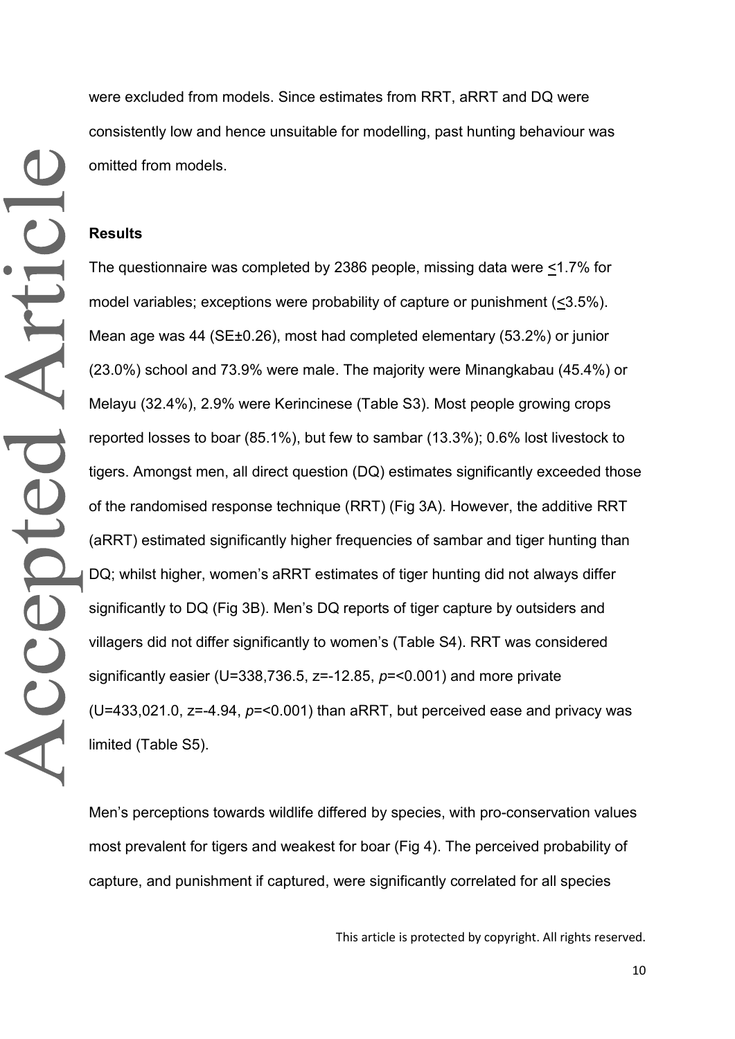were excluded from models. Since estimates from RRT, aRRT and DQ were consistently low and hence unsuitable for modelling, past hunting behaviour was omitted from models.

## Results

The questionnaire was completed by 2386 people, missing data were $\leq$1.7% for model variables; exceptions were probability of capture or punishment ($\leq$3.5%). Mean age was 44 (SE±0.26), most had completed elementary (53.2%) or junior (23.0%) school and 73.9% were male. The majority were Minangkabau (45.4%) or Melayu (32.4%), 2.9% were Kerincinese (Table S3). Most people growing crops reported losses to boar (85.1%), but few to sambar (13.3%); 0.6% lost livestock to tigers. Amongst men, all direct question (DQ) estimates significantly exceeded those of the randomised response technique (RRT) (Fig 3A). However, the additive RRT (aRRT) estimated significantly higher frequencies of sambar and tiger hunting than DQ; whilst higher, women's aRRT estimates of tiger hunting did not always differ significantly to DQ (Fig 3B). Men's DQ reports of tiger capture by outsiders and villagers did not differ significantly to women's (Table S4). RRT was considered significantly easier ($U$=338,736.5, $z$=-12.85, $p$=<0.001) and more private ($U$=433,021.0, $z$=-4.94, $p$=<0.001) than aRRT, but perceived ease and privacy was limited (Table S5).

Men's perceptions towards wildlife differed by species, with pro-conservation values most prevalent for tigers and weakest for boar (Fig 4). The perceived probability of capture, and punishment if captured, were significantly correlated for all species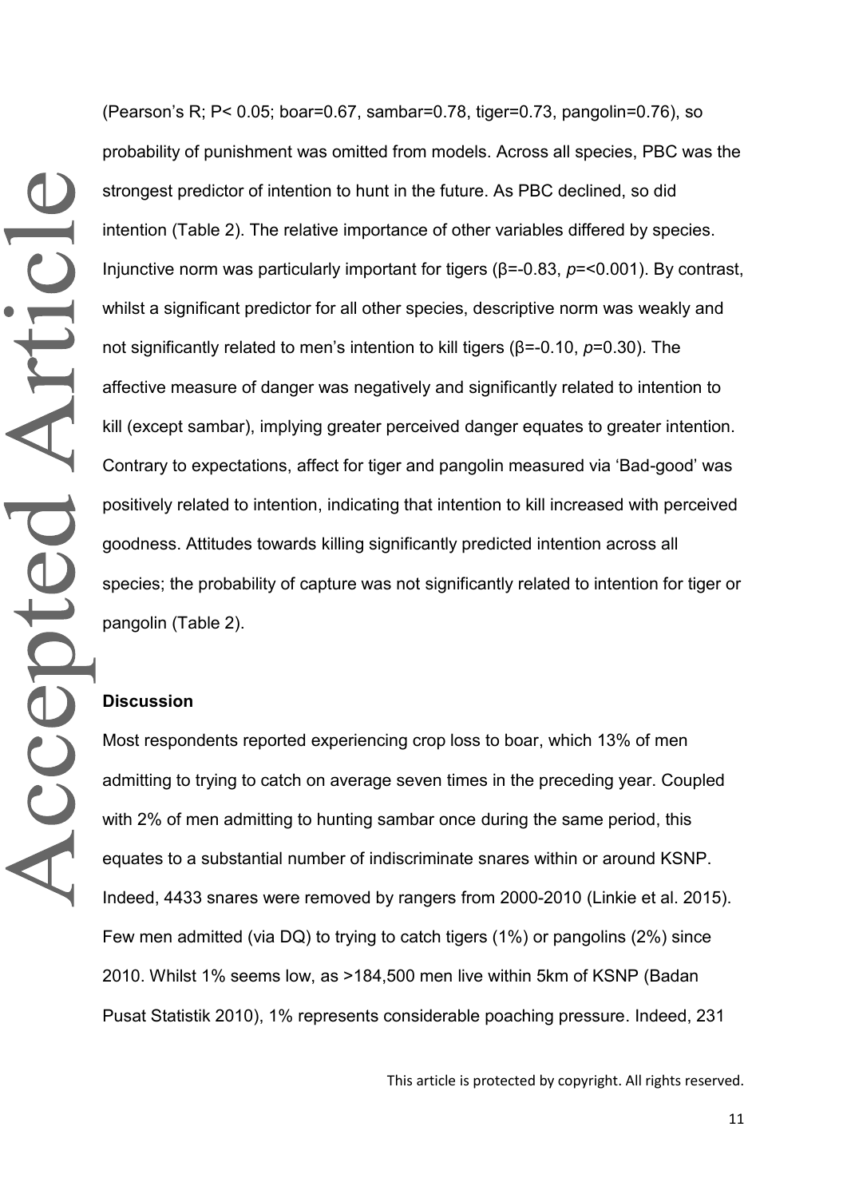(Pearson's R; $P < 0.05$; boar=0.67, sambar=0.78, tiger=0.73, pangolin=0.76), so probability of punishment was omitted from models. Across all species, PBC was the strongest predictor of intention to hunt in the future. As PBC declined, so did intention (Table 2). The relative importance of other variables differed by species. Injunctive norm was particularly important for tigers ($\beta$=-0.83, $p$=<0.001). By contrast, whilst a significant predictor for all other species, descriptive norm was weakly and not significantly related to men's intention to kill tigers ($\beta$=-0.10, $p$=0.30). The affective measure of danger was negatively and significantly related to intention to kill (except sambar), implying greater perceived danger equates to greater intention. Contrary to expectations, affect for tiger and pangolin measured via 'Bad-good' was positively related to intention, indicating that intention to kill increased with perceived goodness. Attitudes towards killing significantly predicted intention across all species; the probability of capture was not significantly related to intention for tiger or pangolin (Table 2).

## Discussion

Most respondents reported experiencing crop loss to boar, which 13% of men admitting to trying to catch on average seven times in the preceding year. Coupled with 2% of men admitting to hunting sambar once during the same period, this equates to a substantial number of indiscriminate snares within or around KSNP. Indeed, 4433 snares were removed by rangers from 2000-2010 (Linkie et al. 2015). Few men admitted (via DQ) to trying to catch tigers (1%) or pangolins (2%) since 2010. Whilst 1% seems low, as >184,500 men live within 5km of KSNP (Badan Pusat Statistik 2010), 1% represents considerable poaching pressure. Indeed, 231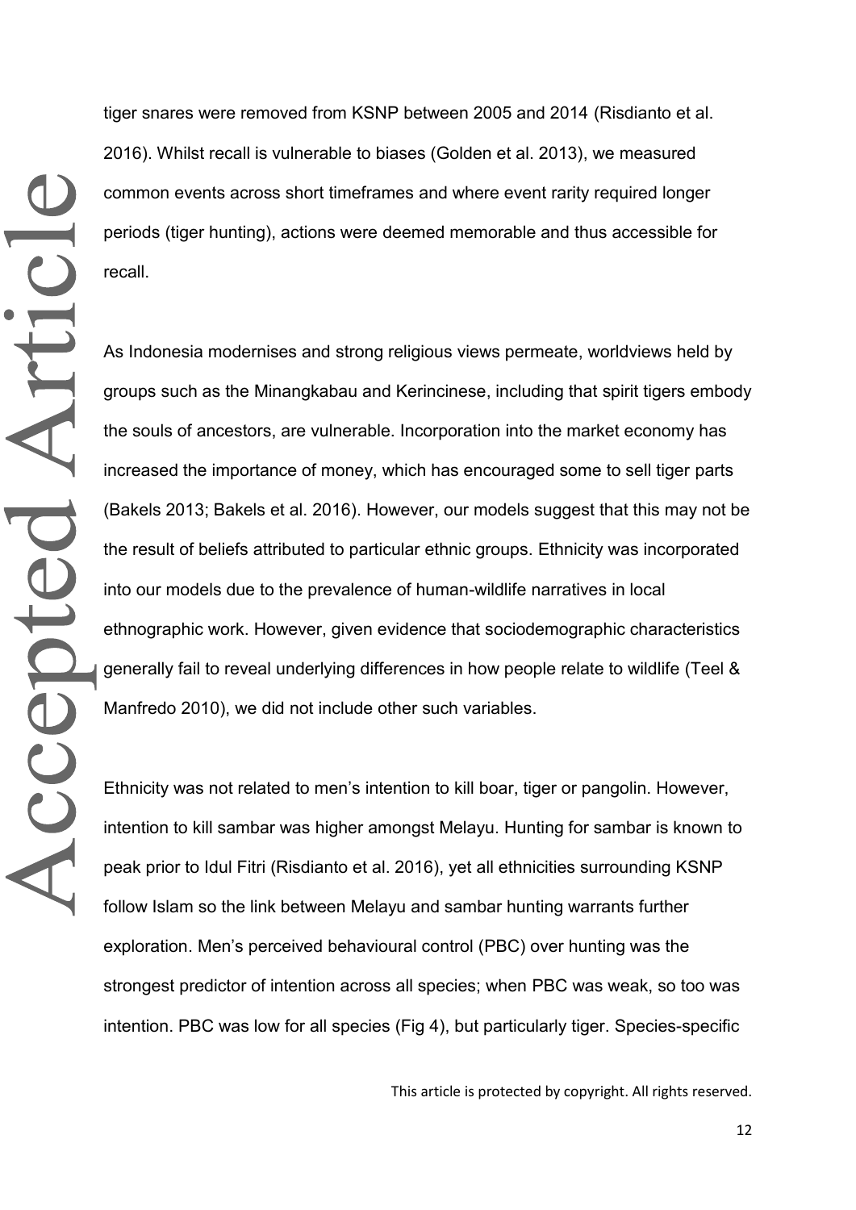tiger snares were removed from KSNP between 2005 and 2014 (Risdianto et al. 2016). Whilst recall is vulnerable to biases (Golden et al. 2013), we measured common events across short timeframes and where event rarity required longer periods (tiger hunting), actions were deemed memorable and thus accessible for recall.

As Indonesia modernises and strong religious views permeate, worldviews held by groups such as the Minangkabau and Kerincinese, including that spirit tigers embody the souls of ancestors, are vulnerable. Incorporation into the market economy has increased the importance of money, which has encouraged some to sell tiger parts (Bakels 2013; Bakels et al. 2016). However, our models suggest that this may not be the result of beliefs attributed to particular ethnic groups. Ethnicity was incorporated into our models due to the prevalence of human-wildlife narratives in local ethnographic work. However, given evidence that sociodemographic characteristics generally fail to reveal underlying differences in how people relate to wildlife (Teel & Manfredo 2010), we did not include other such variables.

Ethnicity was not related to men's intention to kill boar, tiger or pangolin. However, intention to kill sambar was higher amongst Melayu. Hunting for sambar is known to peak prior to Idul Fitri (Risdianto et al. 2016), yet all ethnicities surrounding KSNP follow Islam so the link between Melayu and sambar hunting warrants further exploration. Men's perceived behavioural control (PBC) over hunting was the strongest predictor of intention across all species; when PBC was weak, so too was intention. PBC was low for all species (Fig 4), but particularly tiger. Species-specific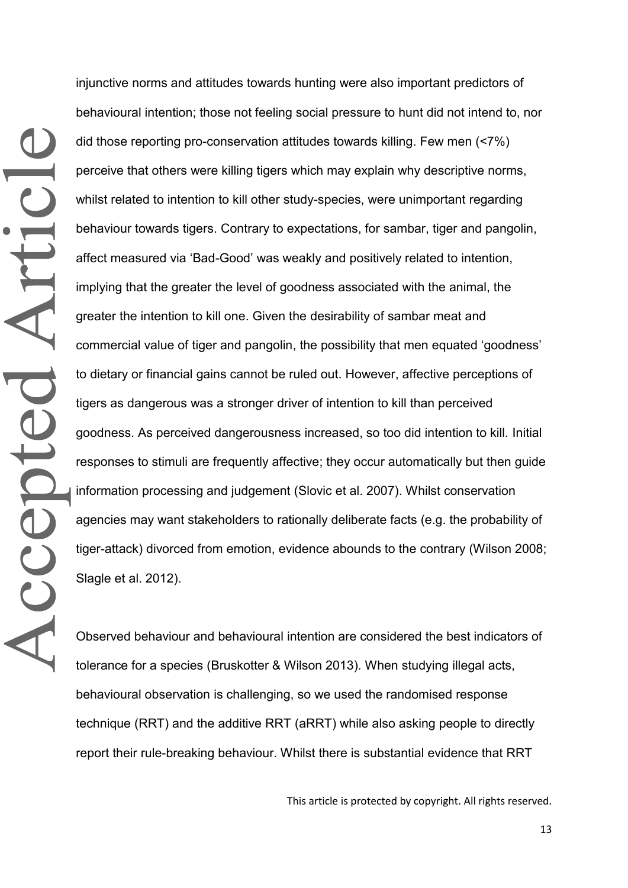injunctive norms and attitudes towards hunting were also important predictors of behavioural intention; those not feeling social pressure to hunt did not intend to, nor did those reporting pro-conservation attitudes towards killing. Few men (<7%) perceive that others were killing tigers which may explain why descriptive norms, whilst related to intention to kill other study-species, were unimportant regarding behaviour towards tigers. Contrary to expectations, for sambar, tiger and pangolin, affect measured via 'Bad-Good' was weakly and positively related to intention, implying that the greater the level of goodness associated with the animal, the greater the intention to kill one. Given the desirability of sambar meat and commercial value of tiger and pangolin, the possibility that men equated 'goodness' to dietary or financial gains cannot be ruled out. However, affective perceptions of tigers as dangerous was a stronger driver of intention to kill than perceived goodness. As perceived dangerousness increased, so too did intention to kill. Initial responses to stimuli are frequently affective; they occur automatically but then guide information processing and judgement (Slovic et al. 2007). Whilst conservation agencies may want stakeholders to rationally deliberate facts (e.g. the probability of tiger-attack) divorced from emotion, evidence abounds to the contrary (Wilson 2008; Slagle et al. 2012).

Observed behaviour and behavioural intention are considered the best indicators of tolerance for a species (Bruskotter & Wilson 2013). When studying illegal acts, behavioural observation is challenging, so we used the randomised response technique (RRT) and the additive RRT (aRRT) while also asking people to directly report their rule-breaking behaviour. Whilst there is substantial evidence that RRT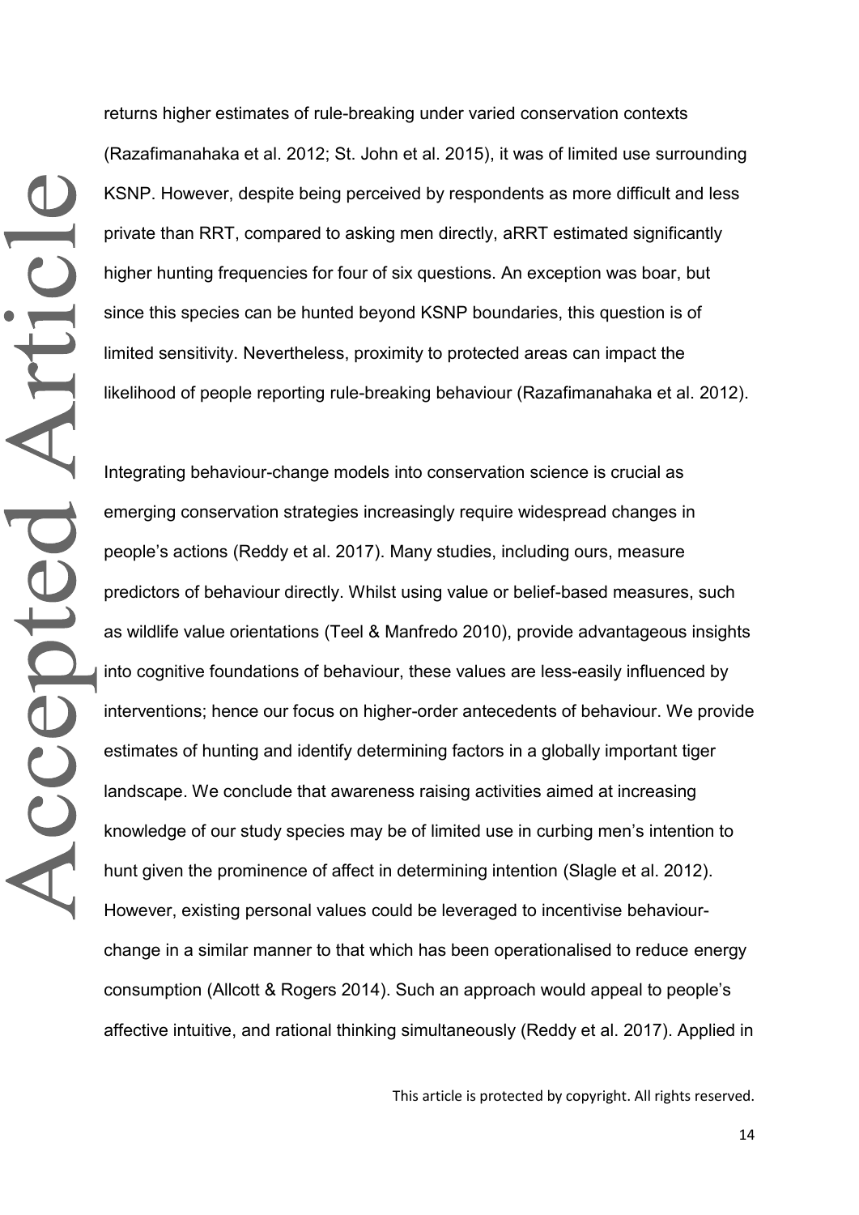returns higher estimates of rule-breaking under varied conservation contexts (Razafimanahaka et al. 2012; St. John et al. 2015), it was of limited use surrounding KSNP. However, despite being perceived by respondents as more difficult and less private than RRT, compared to asking men directly, aRRT estimated significantly higher hunting frequencies for four of six questions. An exception was boar, but since this species can be hunted beyond KSNP boundaries, this question is of limited sensitivity. Nevertheless, proximity to protected areas can impact the likelihood of people reporting rule-breaking behaviour (Razafimanahaka et al. 2012).

Integrating behaviour-change models into conservation science is crucial as emerging conservation strategies increasingly require widespread changes in people's actions (Reddy et al. 2017). Many studies, including ours, measure predictors of behaviour directly. Whilst using value or belief-based measures, such as wildlife value orientations (Teel & Manfredo 2010), provide advantageous insights into cognitive foundations of behaviour, these values are less-easily influenced by interventions; hence our focus on higher-order antecedents of behaviour. We provide estimates of hunting and identify determining factors in a globally important tiger landscape. We conclude that awareness raising activities aimed at increasing knowledge of our study species may be of limited use in curbing men's intention to hunt given the prominence of affect in determining intention (Slagle et al. 2012). However, existing personal values could be leveraged to incentivise behaviour-change in a similar manner to that which has been operationalised to reduce energy consumption (Allcott & Rogers 2014). Such an approach would appeal to people's affective intuitive, and rational thinking simultaneously (Reddy et al. 2017). Applied in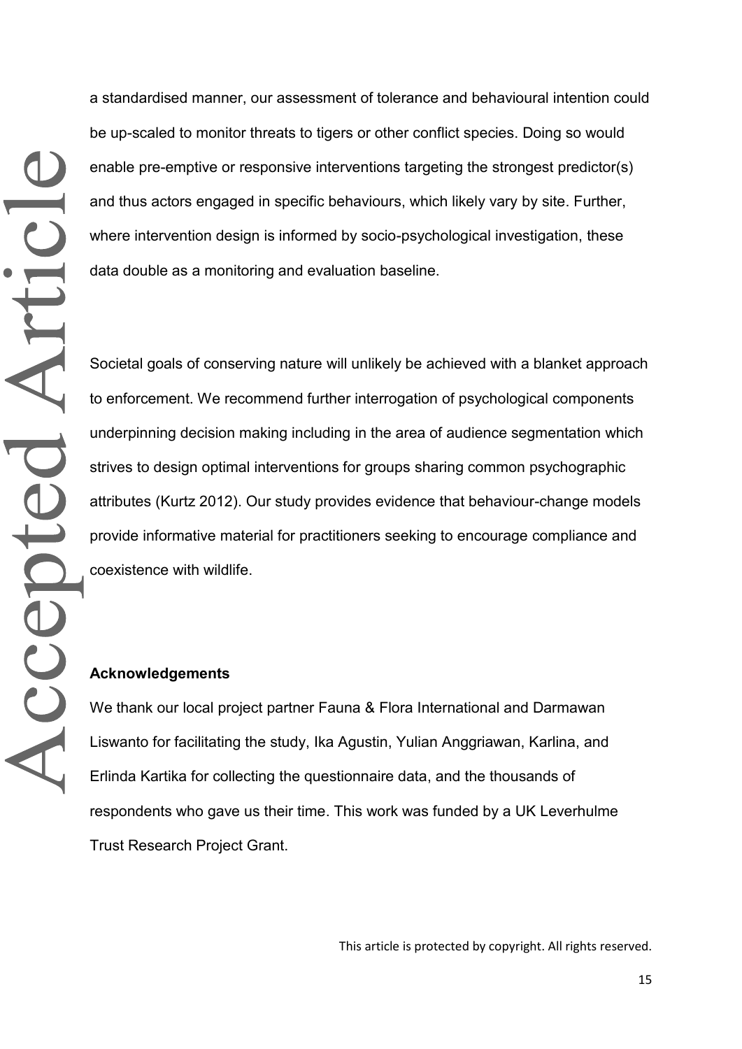a standardised manner, our assessment of tolerance and behavioural intention could be up-scaled to monitor threats to tigers or other conflict species. Doing so would enable pre-emptive or responsive interventions targeting the strongest predictor(s) and thus actors engaged in specific behaviours, which likely vary by site. Further, where intervention design is informed by socio-psychological investigation, these data double as a monitoring and evaluation baseline.

Societal goals of conserving nature will unlikely be achieved with a blanket approach to enforcement. We recommend further interrogation of psychological components underpinning decision making including in the area of audience segmentation which strives to design optimal interventions for groups sharing common psychographic attributes (Kurtz 2012). Our study provides evidence that behaviour-change models provide informative material for practitioners seeking to encourage compliance and coexistence with wildlife.

## Acknowledgements

We thank our local project partner Fauna & Flora International and Darmawan Liswanto for facilitating the study, Ika Agustin, Yulian Anggriawan, Karlina, and Erlinda Kartika for collecting the questionnaire data, and the thousands of respondents who gave us their time. This work was funded by a UK Leverhulme Trust Research Project Grant.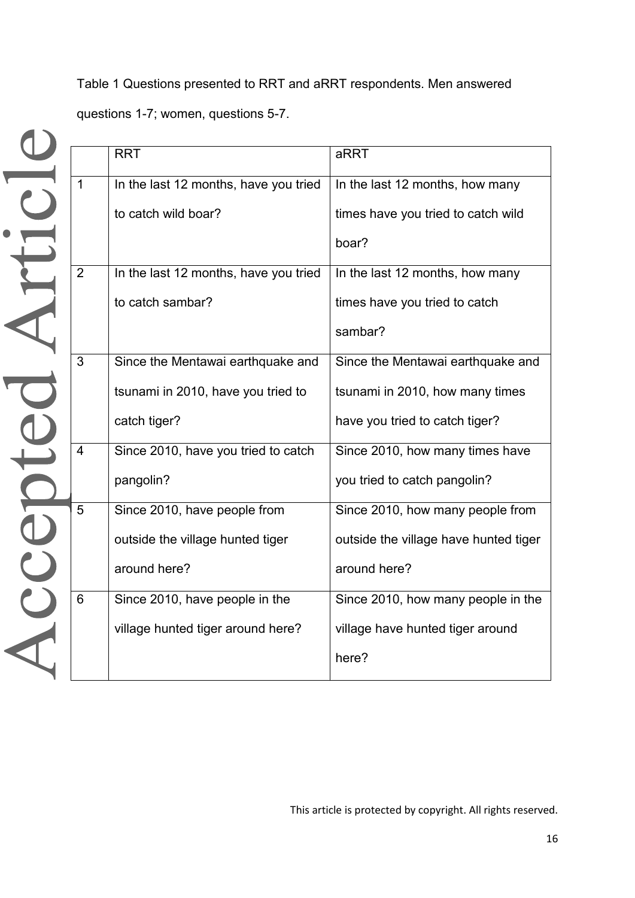Table 1 Questions presented to RRT and aRRT respondents. Men answered questions 1-7; women, questions 5-7.

| | RRT | aRRT |
|---|---|---|
| 1 | In the last 12 months, have you tried to catch wild boar? | In the last 12 months, how many times have you tried to catch wild boar? |
| 2 | In the last 12 months, have you tried to catch sambar? | In the last 12 months, how many times have you tried to catch sambar? |
| 3 | Since the Mentawai earthquake and tsunami in 2010, have you tried to catch tiger? | Since the Mentawai earthquake and tsunami in 2010, how many times have you tried to catch tiger? |
| 4 | Since 2010, have you tried to catch pangolin? | Since 2010, how many times have you tried to catch pangolin? |
| 5 | Since 2010, have people from outside the village hunted tiger around here? | Since 2010, how many people from outside the village have hunted tiger around here? |
| 6 | Since 2010, have people in the village hunted tiger around here? | Since 2010, how many people in the village have hunted tiger around here? |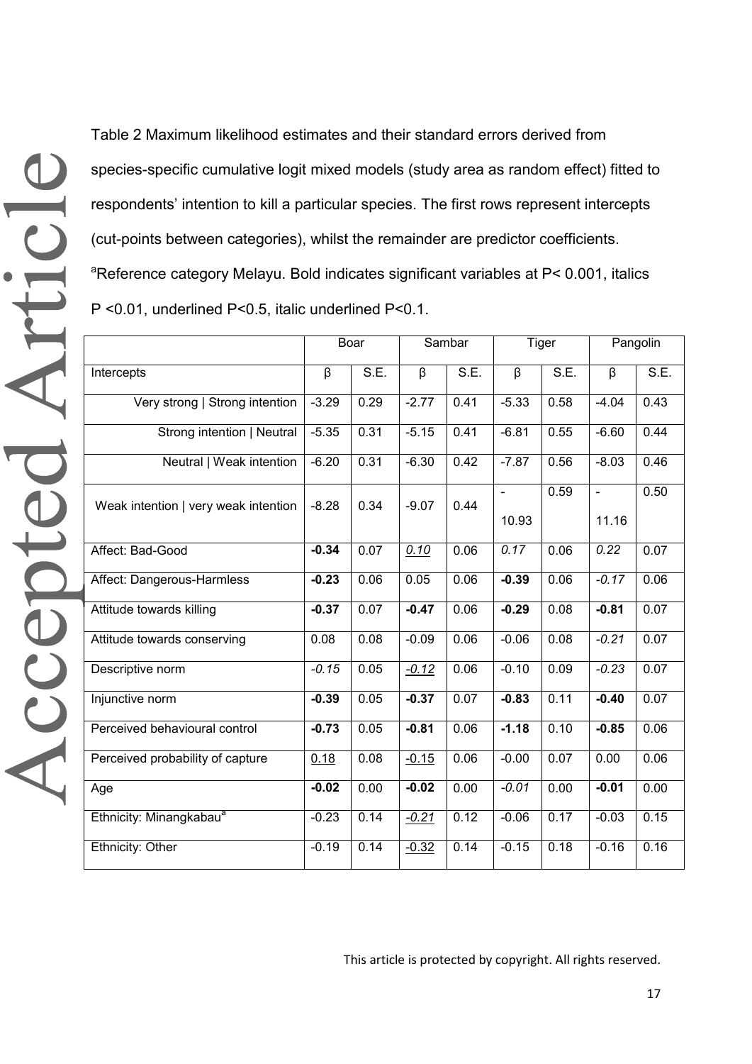Table 2 Maximum likelihood estimates and their standard errors derived from species-specific cumulative logit mixed models (study area as random effect) fitted to respondents' intention to kill a particular species. The first rows represent intercepts (cut-points between categories), whilst the remainder are predictor coefficients. [a]Reference category Melayu. Bold indicates significant variables at $P < 0.001$, italics $P < 0.01$, underlined $P < 0.5$, italic underlined $P < 0.1$.

| | Boar | | Sambar | | Tiger | | Pangolin | |
|---|---|---|---|---|---|---|---|---|
| Intercepts | β | S.E. | β | S.E. | β | S.E. | β | S.E. |
| Very strong \| Strong intention | -3.29 | 0.29 | -2.77 | 0.41 | -5.33 | 0.58 | -4.04 | 0.43 |
| Strong intention \| Neutral | -5.35 | 0.31 | -5.15 | 0.41 | -6.81 | 0.55 | -6.60 | 0.44 |
| Neutral \| Weak intention | -6.20 | 0.31 | -6.30 | 0.42 | -7.87 | 0.56 | -8.03 | 0.46 |
| Weak intention \| very weak intention | -8.28 | 0.34 | -9.07 | 0.44 | -10.93 | 0.59 | -11.16 | 0.50 |
| Affect: Bad-Good | **-0.34** | 0.07 | _*0.10*_ | 0.06 | *0.17* | 0.06 | *0.22* | 0.07 |
| Affect: Dangerous-Harmless | **-0.23** | 0.06 | 0.05 | 0.06 | **-0.39** | 0.06 | *-0.17* | 0.06 |
| Attitude towards killing | **-0.37** | 0.07 | **-0.47** | 0.06 | **-0.29** | 0.08 | **-0.81** | 0.07 |
| Attitude towards conserving | 0.08 | 0.08 | -0.09 | 0.06 | -0.06 | 0.08 | *-0.21* | 0.07 |
| Descriptive norm | *-0.15* | 0.05 | _*-0.12*_ | 0.06 | -0.10 | 0.09 | *-0.23* | 0.07 |
| Injunctive norm | **-0.39** | 0.05 | **-0.37** | 0.07 | **-0.83** | 0.11 | **-0.40** | 0.07 |
| Perceived behavioural control | **-0.73** | 0.05 | **-0.81** | 0.06 | **-1.18** | 0.10 | **-0.85** | 0.06 |
| Perceived probability of capture | <u>0.18</u> | 0.08 | <u>-0.15</u> | 0.06 | -0.00 | 0.07 | 0.00 | 0.06 |
| Age | **-0.02** | 0.00 | **-0.02** | 0.00 | *-0.01* | 0.00 | **-0.01** | 0.00 |
| Ethnicity: Minangkabau[a] | -0.23 | 0.14 | _*-0.21*_ | 0.12 | -0.06 | 0.17 | -0.03 | 0.15 |
| Ethnicity: Other | -0.19 | 0.14 | <u>-0.32</u> | 0.14 | -0.15 | 0.18 | -0.16 | 0.16 |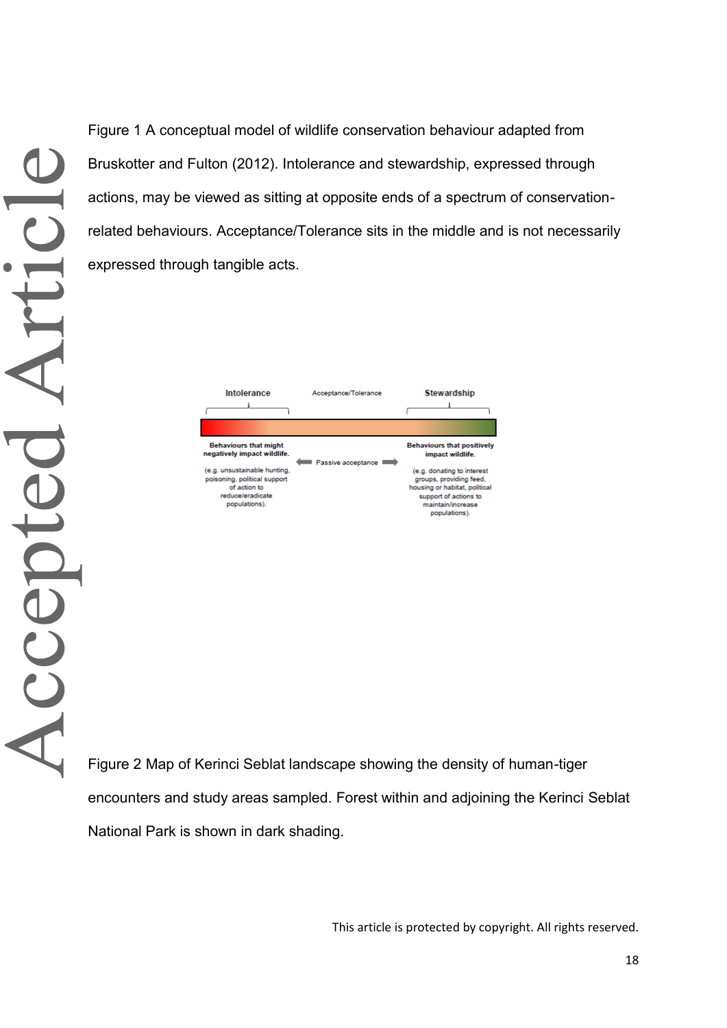Figure 1 A conceptual model of wildlife conservation behaviour adapted from Bruskotter and Fulton (2012). Intolerance and stewardship, expressed through actions, may be viewed as sitting at opposite ends of a spectrum of conservation-related behaviours. Acceptance/Tolerance sits in the middle and is not necessarily expressed through tangible acts.

Intolerance

Acceptance/Tolerance

Stewardship

**Behaviours that might negatively impact wildlife.**

(e.g. unsustainable hunting, poisoning, political support of action to reduce/eradicate populations).

Passive acceptance

**Behaviours that positively impact wildlife.**

(e.g. donating to interest groups, providing feed, housing or habitat, political support of actions to maintain/increase populations).

Figure 2 Map of Kerinci Seblat landscape showing the density of human-tiger encounters and study areas sampled. Forest within and adjoining the Kerinci Seblat National Park is shown in dark shading.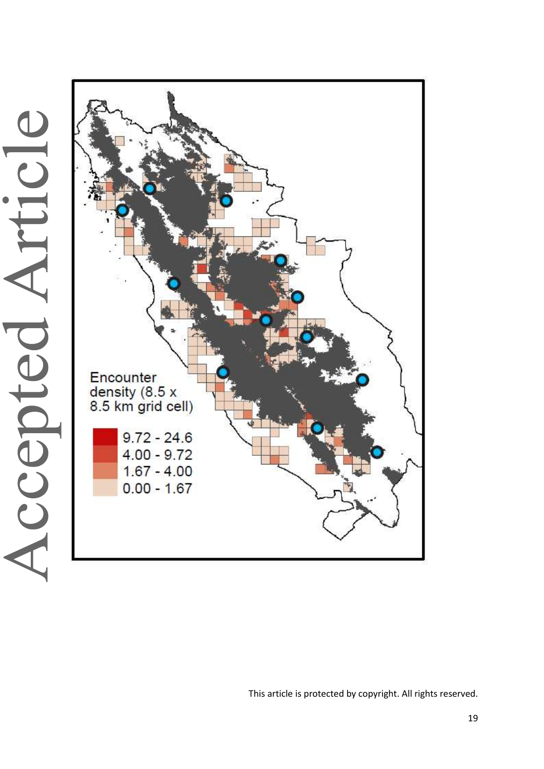Encounter density (8.5 x 8.5 km grid cell)

- 9.72 - 24.6
- 4.00 - 9.72
- 1.67 - 4.00
- 0.00 - 1.67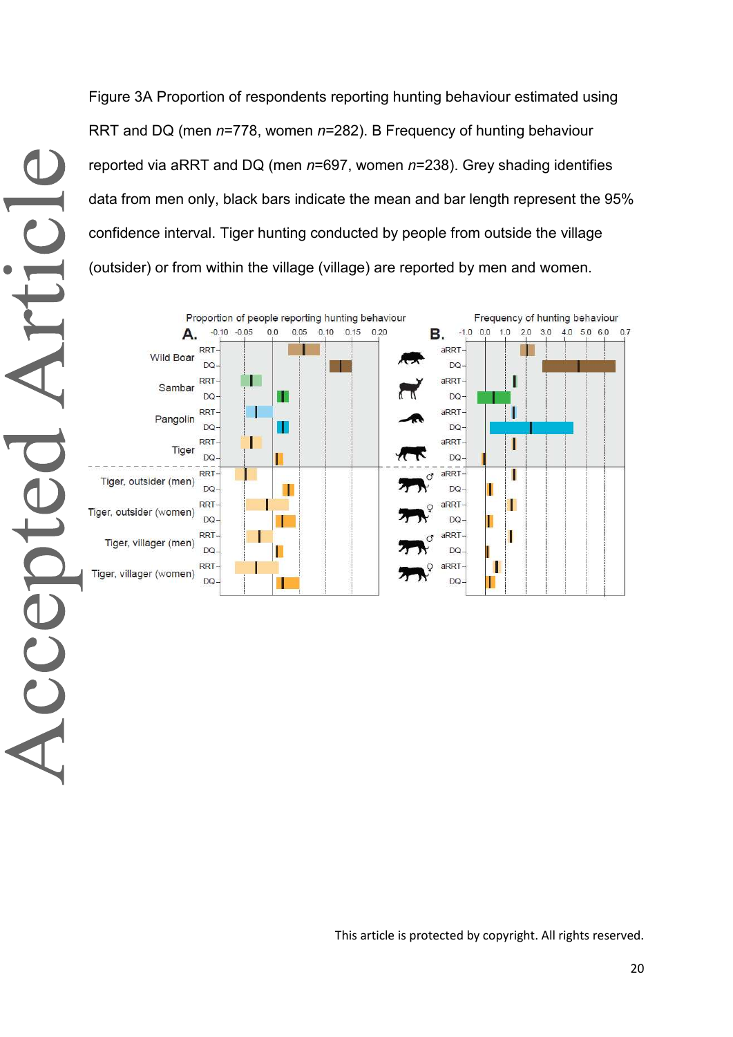Figure 3A Proportion of respondents reporting hunting behaviour estimated using RRT and DQ (men *n*=778, women *n*=282). B Frequency of hunting behaviour reported via aRRT and DQ (men *n*=697, women *n*=238). Grey shading identifies data from men only, black bars indicate the mean and bar length represent the 95% confidence interval. Tiger hunting conducted by people from outside the village (outsider) or from within the village (village) are reported by men and women.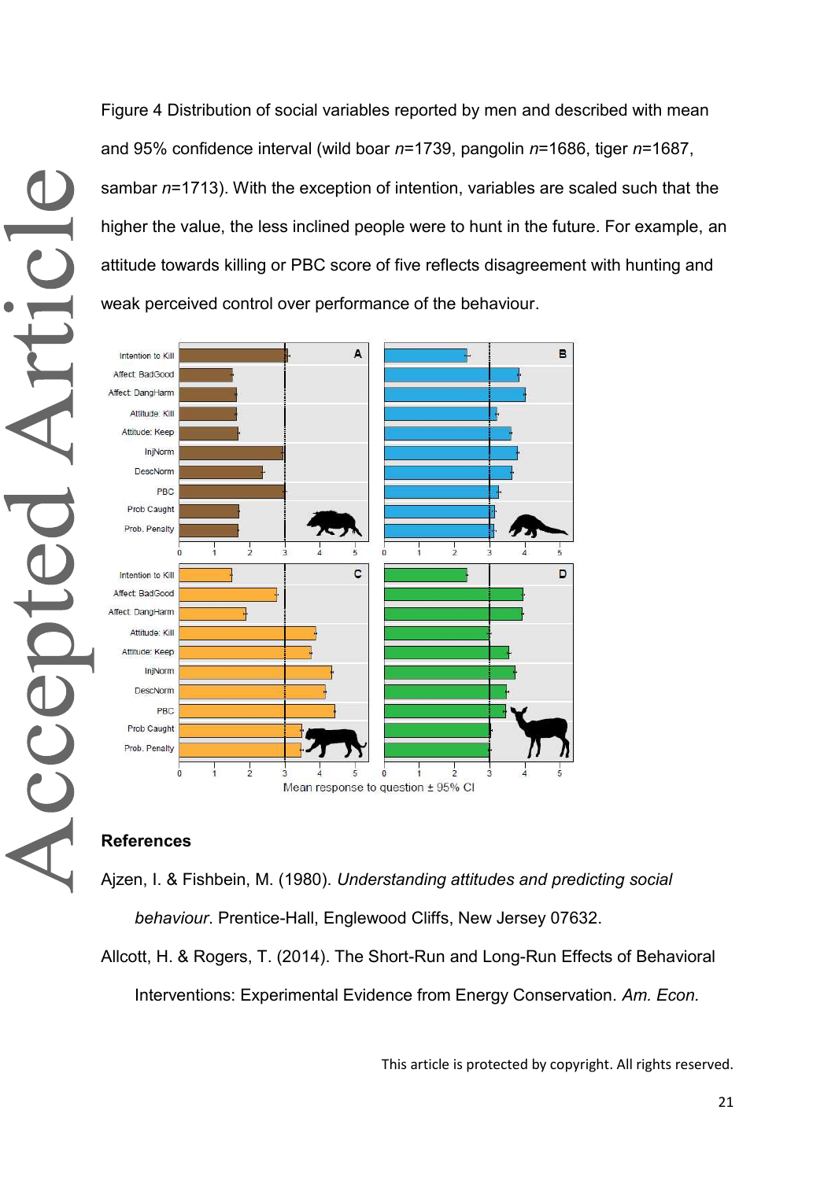Figure 4 Distribution of social variables reported by men and described with mean and 95% confidence interval (wild boar *n*=1739, pangolin *n*=1686, tiger *n*=1687, sambar *n*=1713). With the exception of intention, variables are scaled such that the higher the value, the less inclined people were to hunt in the future. For example, an attitude towards killing or PBC score of five reflects disagreement with hunting and weak perceived control over performance of the behaviour.

## References

Ajzen, I. & Fishbein, M. (1980). *Understanding attitudes and predicting social behaviour*. Prentice-Hall, Englewood Cliffs, New Jersey 07632.

Allcott, H. & Rogers, T. (2014). The Short-Run and Long-Run Effects of Behavioral Interventions: Experimental Evidence from Energy Conservation. *Am. Econ.*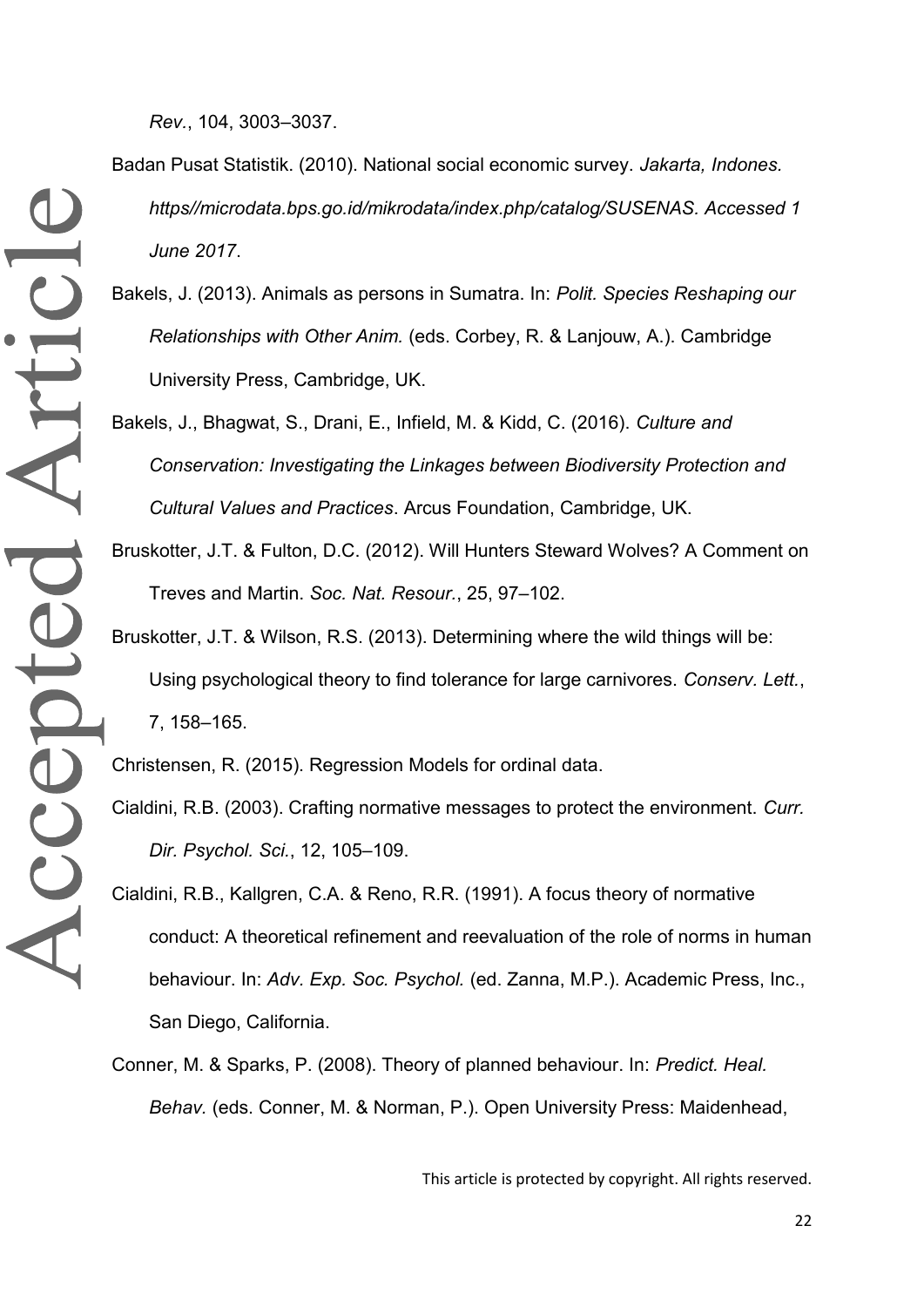*Rev.*, 104, 3003–3037.

Badan Pusat Statistik. (2010). National social economic survey. *Jakarta, Indones. https//microdata.bps.go.id/mikrodata/index.php/catalog/SUSENAS. Accessed 1 June 2017*.

Bakels, J. (2013). Animals as persons in Sumatra. In: *Polit. Species Reshaping our Relationships with Other Anim.* (eds. Corbey, R. & Lanjouw, A.). Cambridge University Press, Cambridge, UK.

Bakels, J., Bhagwat, S., Drani, E., Infield, M. & Kidd, C. (2016). *Culture and Conservation: Investigating the Linkages between Biodiversity Protection and Cultural Values and Practices*. Arcus Foundation, Cambridge, UK.

Bruskotter, J.T. & Fulton, D.C. (2012). Will Hunters Steward Wolves? A Comment on Treves and Martin. *Soc. Nat. Resour.*, 25, 97–102.

Bruskotter, J.T. & Wilson, R.S. (2013). Determining where the wild things will be: Using psychological theory to find tolerance for large carnivores. *Conserv. Lett.*, 7, 158–165.

Christensen, R. (2015). Regression Models for ordinal data.

Cialdini, R.B. (2003). Crafting normative messages to protect the environment. *Curr. Dir. Psychol. Sci.*, 12, 105–109.

Cialdini, R.B., Kallgren, C.A. & Reno, R.R. (1991). A focus theory of normative conduct: A theoretical refinement and reevaluation of the role of norms in human behaviour. In: *Adv. Exp. Soc. Psychol.* (ed. Zanna, M.P.). Academic Press, Inc., San Diego, California.

Conner, M. & Sparks, P. (2008). Theory of planned behaviour. In: *Predict. Heal. Behav.* (eds. Conner, M. & Norman, P.). Open University Press: Maidenhead,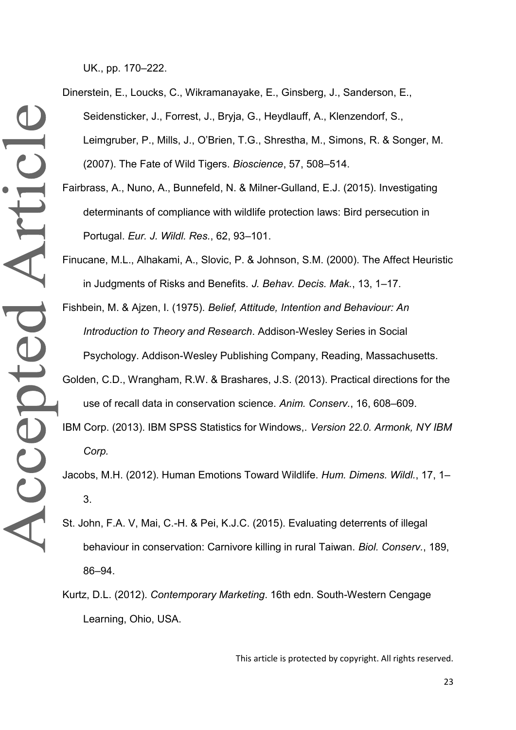UK., pp. 170–222.

Dinerstein, E., Loucks, C., Wikramanayake, E., Ginsberg, J., Sanderson, E., Seidensticker, J., Forrest, J., Bryja, G., Heydlauff, A., Klenzendorf, S., Leimgruber, P., Mills, J., O'Brien, T.G., Shrestha, M., Simons, R. & Songer, M. (2007). The Fate of Wild Tigers. *Bioscience*, 57, 508–514.

Fairbrass, A., Nuno, A., Bunnefeld, N. & Milner-Gulland, E.J. (2015). Investigating determinants of compliance with wildlife protection laws: Bird persecution in Portugal. *Eur. J. Wildl. Res.*, 62, 93–101.

Finucane, M.L., Alhakami, A., Slovic, P. & Johnson, S.M. (2000). The Affect Heuristic in Judgments of Risks and Benefits. *J. Behav. Decis. Mak.*, 13, 1–17.

Fishbein, M. & Ajzen, I. (1975). *Belief, Attitude, Intention and Behaviour: An Introduction to Theory and Research*. Addison-Wesley Series in Social Psychology. Addison-Wesley Publishing Company, Reading, Massachusetts.

Golden, C.D., Wrangham, R.W. & Brashares, J.S. (2013). Practical directions for the use of recall data in conservation science. *Anim. Conserv.*, 16, 608–609.

IBM Corp. (2013). IBM SPSS Statistics for Windows,. *Version 22.0. Armonk, NY IBM Corp.*

Jacobs, M.H. (2012). Human Emotions Toward Wildlife. *Hum. Dimens. Wildl.*, 17, 1–3.

St. John, F.A. V, Mai, C.-H. & Pei, K.J.C. (2015). Evaluating deterrents of illegal behaviour in conservation: Carnivore killing in rural Taiwan. *Biol. Conserv.*, 189, 86–94.

Kurtz, D.L. (2012). *Contemporary Marketing*. 16th edn. South-Western Cengage Learning, Ohio, USA.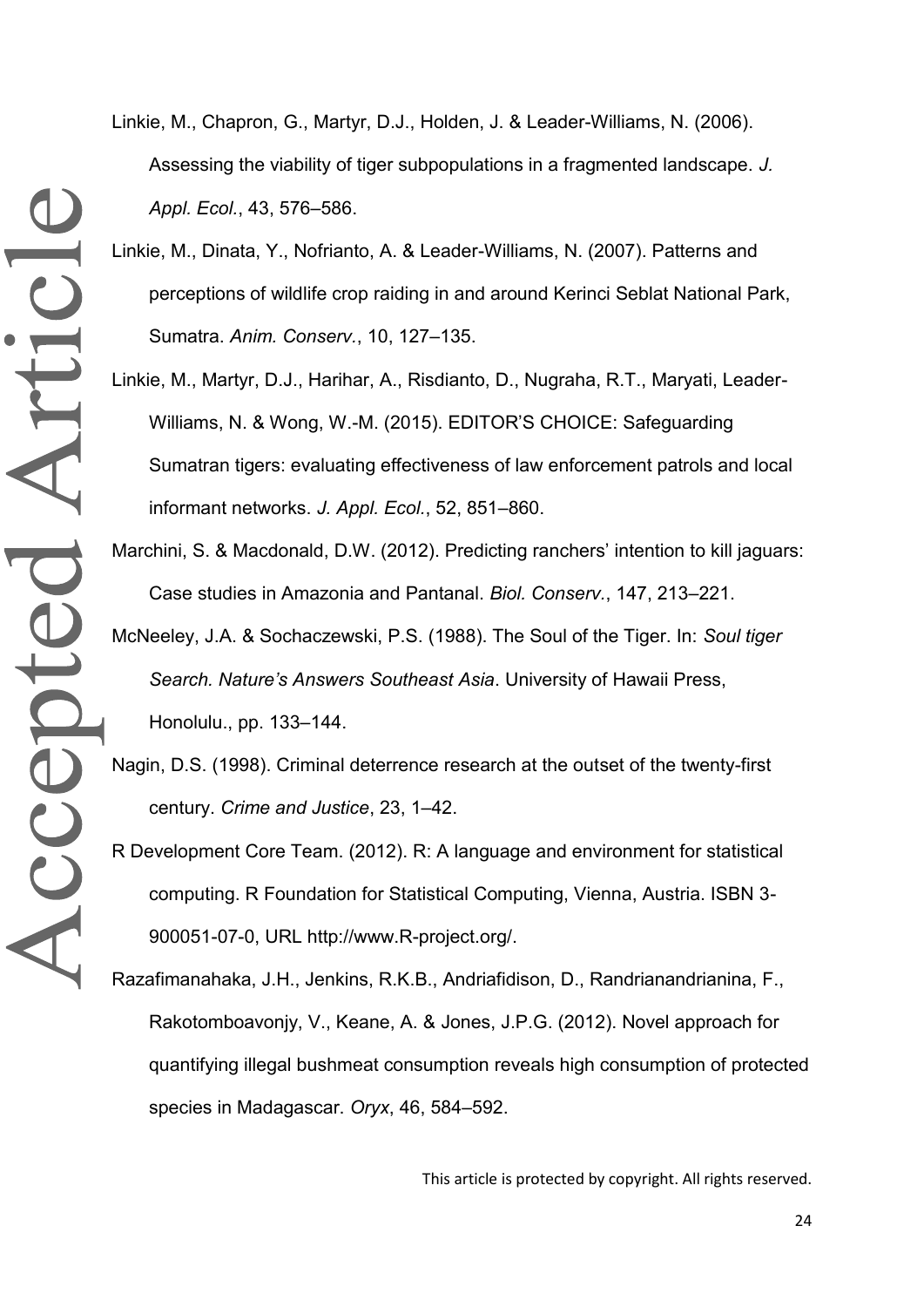Linkie, M., Chapron, G., Martyr, D.J., Holden, J. & Leader-Williams, N. (2006). Assessing the viability of tiger subpopulations in a fragmented landscape. *J. Appl. Ecol.*, 43, 576–586.

Linkie, M., Dinata, Y., Nofrianto, A. & Leader-Williams, N. (2007). Patterns and perceptions of wildlife crop raiding in and around Kerinci Seblat National Park, Sumatra. *Anim. Conserv.*, 10, 127–135.

Linkie, M., Martyr, D.J., Harihar, A., Risdianto, D., Nugraha, R.T., Maryati, Leader-Williams, N. & Wong, W.-M. (2015). EDITOR'S CHOICE: Safeguarding Sumatran tigers: evaluating effectiveness of law enforcement patrols and local informant networks. *J. Appl. Ecol.*, 52, 851–860.

Marchini, S. & Macdonald, D.W. (2012). Predicting ranchers' intention to kill jaguars: Case studies in Amazonia and Pantanal. *Biol. Conserv.*, 147, 213–221.

McNeeley, J.A. & Sochaczewski, P.S. (1988). The Soul of the Tiger. In: *Soul tiger Search. Nature's Answers Southeast Asia*. University of Hawaii Press, Honolulu., pp. 133–144.

Nagin, D.S. (1998). Criminal deterrence research at the outset of the twenty-first century. *Crime and Justice*, 23, 1–42.

R Development Core Team. (2012). R: A language and environment for statistical computing. R Foundation for Statistical Computing, Vienna, Austria. ISBN 3-900051-07-0, URL http://www.R-project.org/.

Razafimanahaka, J.H., Jenkins, R.K.B., Andriafidison, D., Randrianandrianina, F., Rakotomboavonjy, V., Keane, A. & Jones, J.P.G. (2012). Novel approach for quantifying illegal bushmeat consumption reveals high consumption of protected species in Madagascar. *Oryx*, 46, 584–592.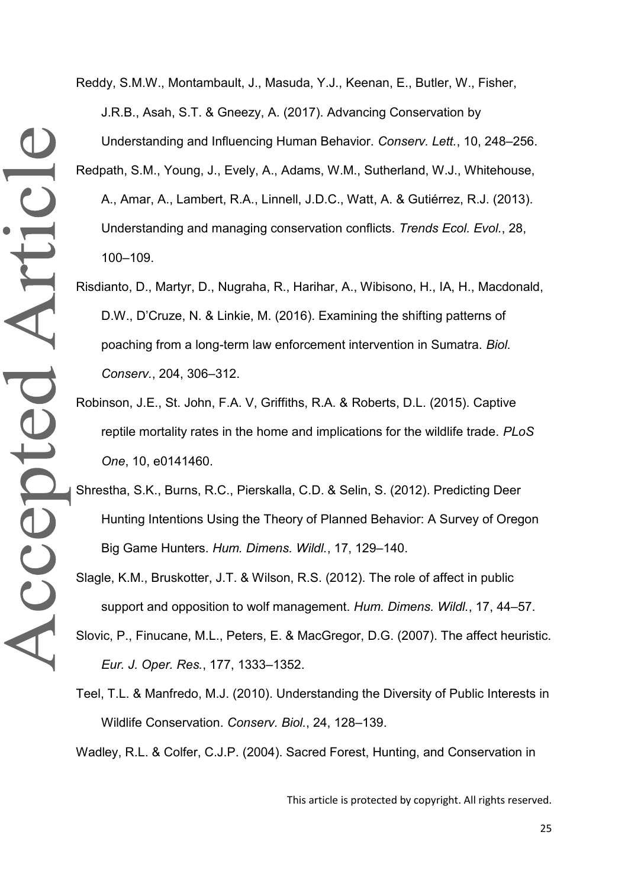Reddy, S.M.W., Montambault, J., Masuda, Y.J., Keenan, E., Butler, W., Fisher, J.R.B., Asah, S.T. & Gneezy, A. (2017). Advancing Conservation by Understanding and Influencing Human Behavior. *Conserv. Lett.*, 10, 248–256.

Redpath, S.M., Young, J., Evely, A., Adams, W.M., Sutherland, W.J., Whitehouse, A., Amar, A., Lambert, R.A., Linnell, J.D.C., Watt, A. & Gutiérrez, R.J. (2013). Understanding and managing conservation conflicts. *Trends Ecol. Evol.*, 28, 100–109.

Risdianto, D., Martyr, D., Nugraha, R., Harihar, A., Wibisono, H., IA, H., Macdonald, D.W., D'Cruze, N. & Linkie, M. (2016). Examining the shifting patterns of poaching from a long-term law enforcement intervention in Sumatra. *Biol. Conserv.*, 204, 306–312.

Robinson, J.E., St. John, F.A. V, Griffiths, R.A. & Roberts, D.L. (2015). Captive reptile mortality rates in the home and implications for the wildlife trade. *PLoS One*, 10, e0141460.

Shrestha, S.K., Burns, R.C., Pierskalla, C.D. & Selin, S. (2012). Predicting Deer Hunting Intentions Using the Theory of Planned Behavior: A Survey of Oregon Big Game Hunters. *Hum. Dimens. Wildl.*, 17, 129–140.

Slagle, K.M., Bruskotter, J.T. & Wilson, R.S. (2012). The role of affect in public support and opposition to wolf management. *Hum. Dimens. Wildl.*, 17, 44–57.

Slovic, P., Finucane, M.L., Peters, E. & MacGregor, D.G. (2007). The affect heuristic. *Eur. J. Oper. Res.*, 177, 1333–1352.

Teel, T.L. & Manfredo, M.J. (2010). Understanding the Diversity of Public Interests in Wildlife Conservation. *Conserv. Biol.*, 24, 128–139.

Wadley, R.L. & Colfer, C.J.P. (2004). Sacred Forest, Hunting, and Conservation in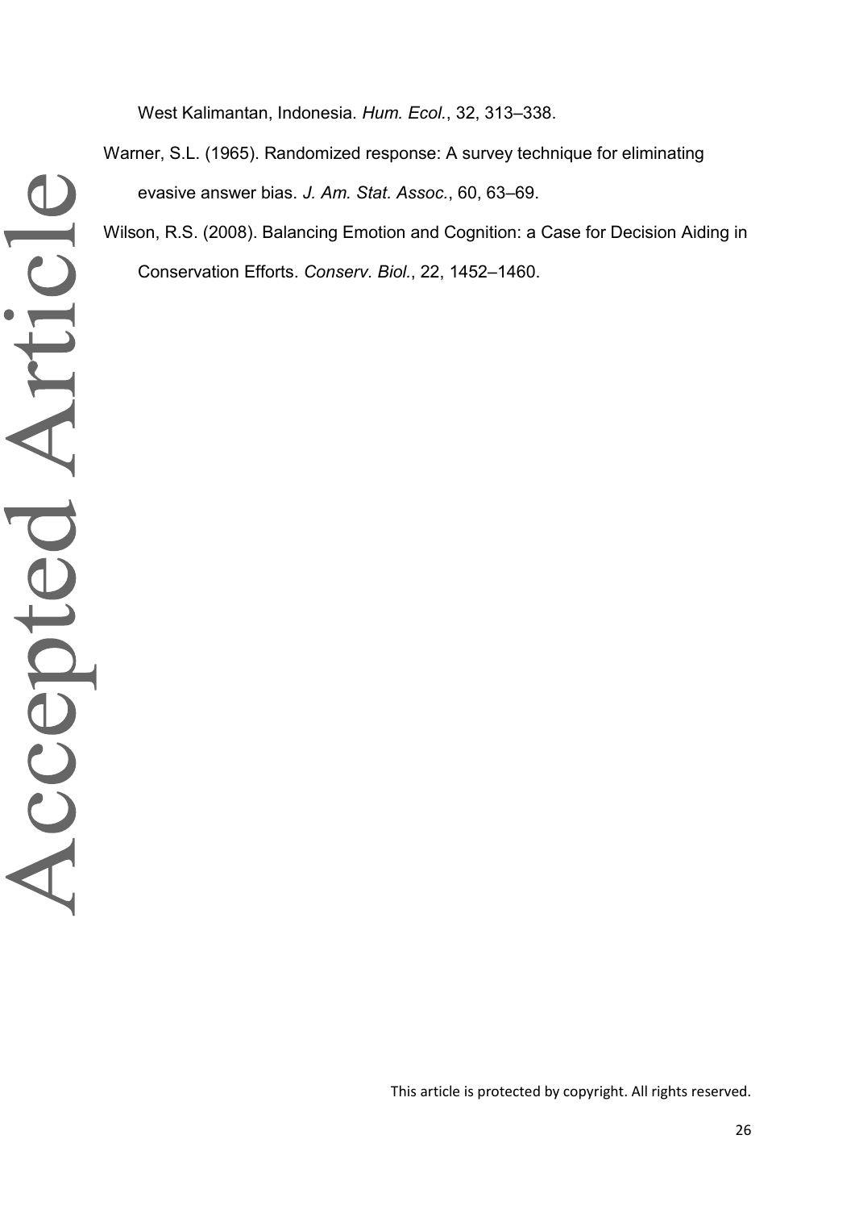West Kalimantan, Indonesia. *Hum. Ecol.*, 32, 313–338.

Warner, S.L. (1965). Randomized response: A survey technique for eliminating evasive answer bias. *J. Am. Stat. Assoc.*, 60, 63–69.

Wilson, R.S. (2008). Balancing Emotion and Cognition: a Case for Decision Aiding in Conservation Efforts. *Conserv. Biol.*, 22, 1452–1460.